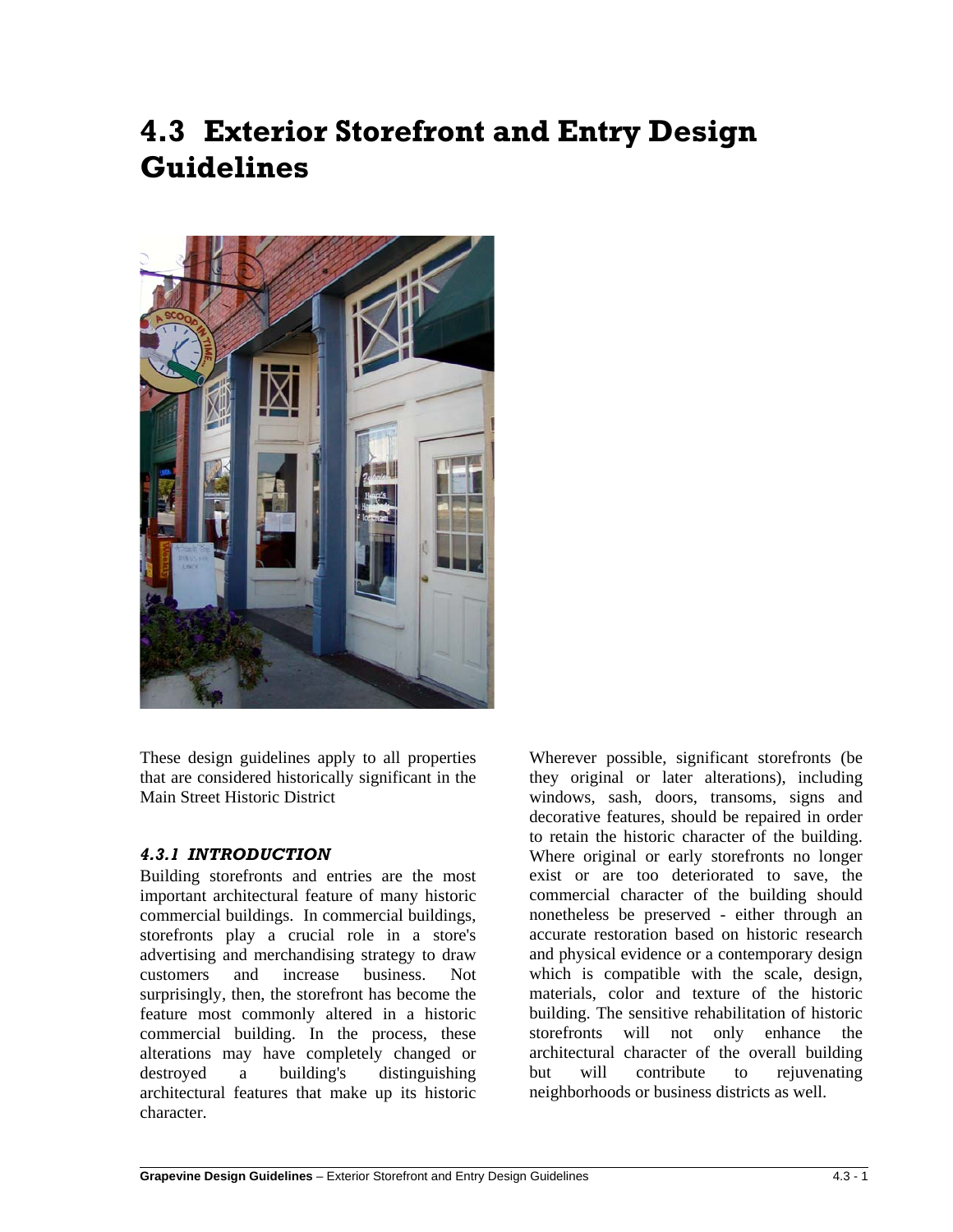# 4.3 Exterior Storefront and Entry Design Guidelines

These design guidelines apply to all properties that are considered historically significant in the Main Street Historic District

### *4.3.1 INTRODUCTION*

Building storefronts and entries are the most important architectural feature of many historic commercial buildings. In commercial buildings, storefronts play a crucial role in a store's advertising and merchandising strategy to draw customers and increase business. Not surprisingly, then, the storefront has become the feature most commonly altered in a historic commercial building. In the process, these alterations may have completely changed or destroyed a building's distinguishing architectural features that make up its historic character.

Wherever possible, significant storefronts (be they original or later alterations), including windows, sash, doors, transoms, signs and decorative features, should be repaired in order to retain the historic character of the building. Where original or early storefronts no longer exist or are too deteriorated to save, the commercial character of the building should nonetheless be preserved - either through an accurate restoration based on historic research and physical evidence or a contemporary design which is compatible with the scale, design, materials, color and texture of the historic building. The sensitive rehabilitation of historic storefronts will not only enhance the architectural character of the overall building but will contribute to rejuvenating neighborhoods or business districts as well.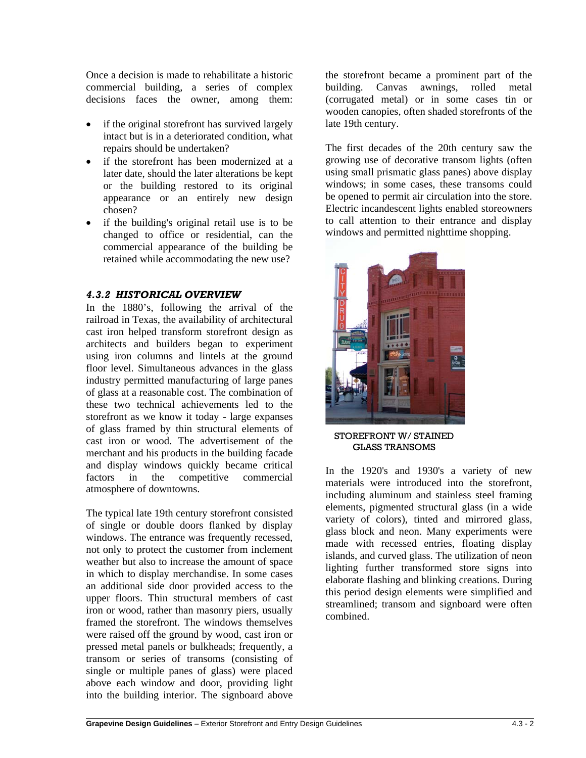Once a decision is made to rehabilitate a historic commercial building, a series of complex decisions faces the owner, among them:

- if the original storefront has survived largely intact but is in a deteriorated condition, what repairs should be undertaken?
- if the storefront has been modernized at a later date, should the later alterations be kept or the building restored to its original appearance or an entirely new design chosen?
- if the building's original retail use is to be changed to office or residential, can the commercial appearance of the building be retained while accommodating the new use?

### *4.3.2 HISTORICAL OVERVIEW*

In the 1880's, following the arrival of the railroad in Texas, the availability of architectural cast iron helped transform storefront design as architects and builders began to experiment using iron columns and lintels at the ground floor level. Simultaneous advances in the glass industry permitted manufacturing of large panes of glass at a reasonable cost. The combination of these two technical achievements led to the storefront as we know it today - large expanses of glass framed by thin structural elements of cast iron or wood. The advertisement of the merchant and his products in the building facade and display windows quickly became critical factors in the competitive commercial atmosphere of downtowns.

The typical late 19th century storefront consisted of single or double doors flanked by display windows. The entrance was frequently recessed, not only to protect the customer from inclement weather but also to increase the amount of space in which to display merchandise. In some cases an additional side door provided access to the upper floors. Thin structural members of cast iron or wood, rather than masonry piers, usually framed the storefront. The windows themselves were raised off the ground by wood, cast iron or pressed metal panels or bulkheads; frequently, a transom or series of transoms (consisting of single or multiple panes of glass) were placed above each window and door, providing light into the building interior. The signboard above the storefront became a prominent part of the building. Canvas awnings, rolled metal (corrugated metal) or in some cases tin or wooden canopies, often shaded storefronts of the late 19th century.

The first decades of the 20th century saw the growing use of decorative transom lights (often using small prismatic glass panes) above display windows; in some cases, these transoms could be opened to permit air circulation into the store. Electric incandescent lights enabled storeowners to call attention to their entrance and display windows and permitted nighttime shopping.

STOREFRONT W/ STAINED GLASS TRANSOMS

In the 1920's and 1930's a variety of new materials were introduced into the storefront, including aluminum and stainless steel framing elements, pigmented structural glass (in a wide variety of colors), tinted and mirrored glass, glass block and neon. Many experiments were made with recessed entries, floating display islands, and curved glass. The utilization of neon lighting further transformed store signs into elaborate flashing and blinking creations. During this period design elements were simplified and streamlined; transom and signboard were often combined.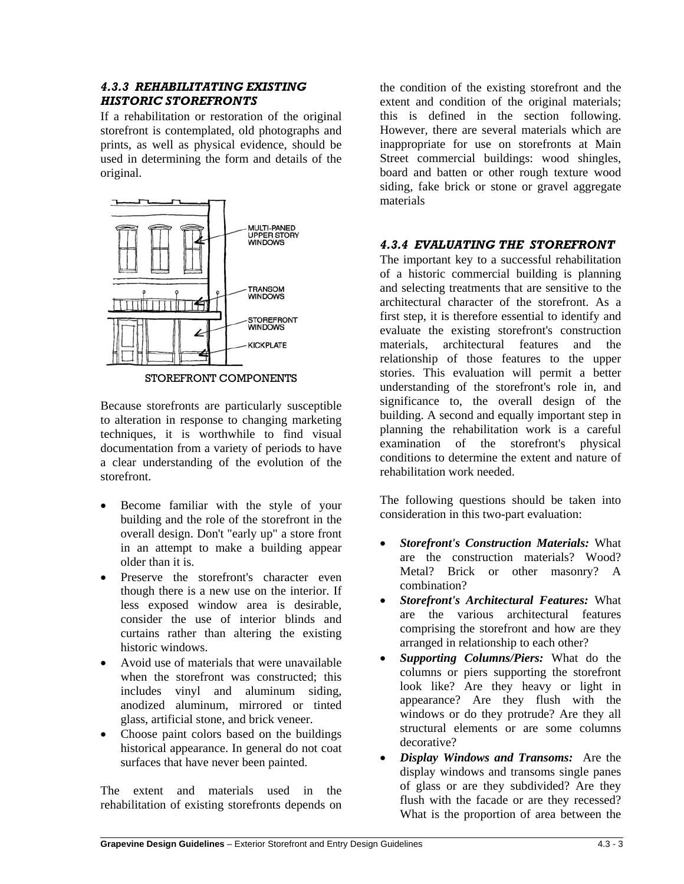### *4.3.3 REHABILITATING EXISTING HISTORIC STOREFRONTS*

If a rehabilitation or restoration of the original storefront is contemplated, old photographs and prints, as well as physical evidence, should be used in determining the form and details of the original.

MULTI-PANED UPPER STORY WINDOWS

TRANSOM WINDOWS

STOREFRONT WINDOWS

KICKPLATE

STOREFRONT COMPONENTS

Because storefronts are particularly susceptible to alteration in response to changing marketing techniques, it is worthwhile to find visual documentation from a variety of periods to have a clear understanding of the evolution of the storefront.

- Become familiar with the style of your building and the role of the storefront in the overall design. Don't "early up" a store front in an attempt to make a building appear older than it is.
- Preserve the storefront's character even though there is a new use on the interior. If less exposed window area is desirable, consider the use of interior blinds and curtains rather than altering the existing historic windows.
- Avoid use of materials that were unavailable when the storefront was constructed; this includes vinyl and aluminum siding, anodized aluminum, mirrored or tinted glass, artificial stone, and brick veneer.
- Choose paint colors based on the buildings historical appearance. In general do not coat surfaces that have never been painted.

The extent and materials used in the rehabilitation of existing storefronts depends on the condition of the existing storefront and the extent and condition of the original materials; this is defined in the section following. However, there are several materials which are inappropriate for use on storefronts at Main Street commercial buildings: wood shingles, board and batten or other rough texture wood siding, fake brick or stone or gravel aggregate materials

### *4.3.4 EVALUATING THE STOREFRONT*

The important key to a successful rehabilitation of a historic commercial building is planning and selecting treatments that are sensitive to the architectural character of the storefront. As a first step, it is therefore essential to identify and evaluate the existing storefront's construction materials, architectural features and the relationship of those features to the upper stories. This evaluation will permit a better understanding of the storefront's role in, and significance to, the overall design of the building. A second and equally important step in planning the rehabilitation work is a careful examination of the storefront's physical conditions to determine the extent and nature of rehabilitation work needed.

The following questions should be taken into consideration in this two-part evaluation:

- ***Storefront's Construction Materials:*** What are the construction materials? Wood? Metal? Brick or other masonry? A combination?
- ***Storefront's Architectural Features:*** What are the various architectural features comprising the storefront and how are they arranged in relationship to each other?
- ***Supporting Columns/Piers:*** What do the columns or piers supporting the storefront look like? Are they heavy or light in appearance? Are they flush with the windows or do they protrude? Are they all structural elements or are some columns decorative?
- ***Display Windows and Transoms:*** Are the display windows and transoms single panes of glass or are they subdivided? Are they flush with the facade or are they recessed? What is the proportion of area between the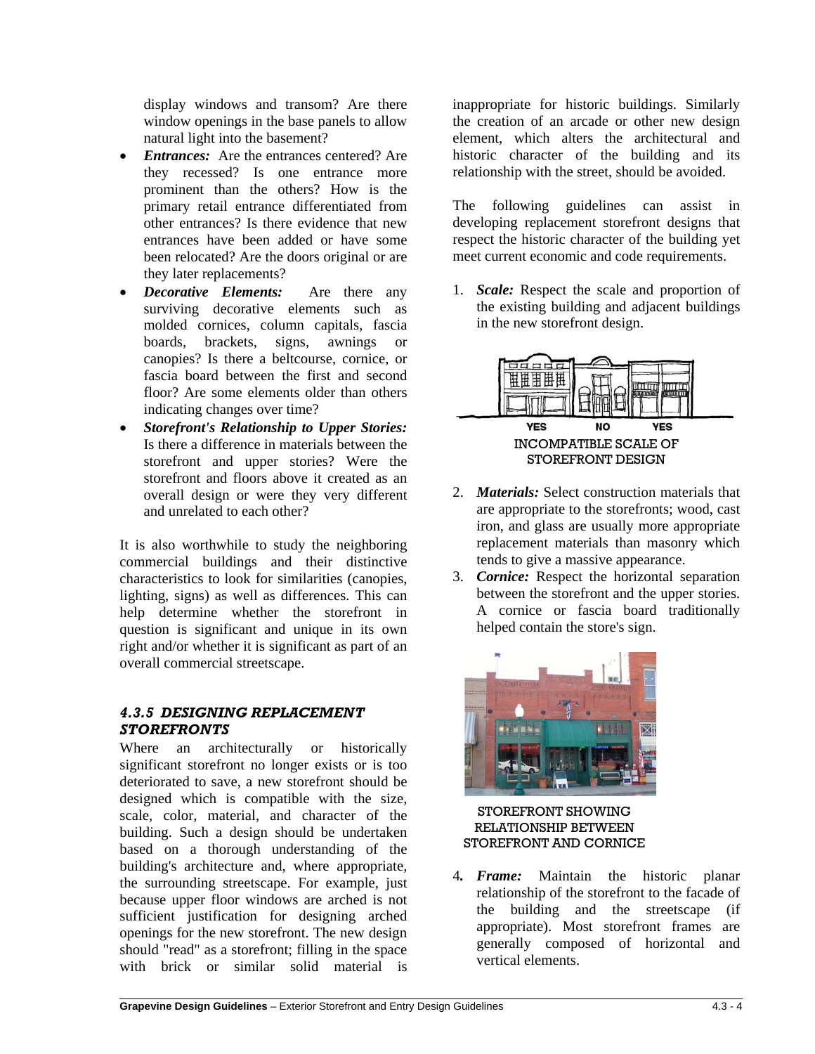display windows and transom? Are there window openings in the base panels to allow natural light into the basement?

- ***Entrances:*** Are the entrances centered? Are they recessed? Is one entrance more prominent than the others? How is the primary retail entrance differentiated from other entrances? Is there evidence that new entrances have been added or have some been relocated? Are the doors original or are they later replacements?
- ***Decorative Elements:*** Are there any surviving decorative elements such as molded cornices, column capitals, fascia boards, brackets, signs, awnings or canopies? Is there a beltcourse, cornice, or fascia board between the first and second floor? Are some elements older than others indicating changes over time?
- ***Storefront's Relationship to Upper Stories:*** Is there a difference in materials between the storefront and upper stories? Were the storefront and floors above it created as an overall design or were they very different and unrelated to each other?

It is also worthwhile to study the neighboring commercial buildings and their distinctive characteristics to look for similarities (canopies, lighting, signs) as well as differences. This can help determine whether the storefront in question is significant and unique in its own right and/or whether it is significant as part of an overall commercial streetscape.

### *4.3.5 DESIGNING REPLACEMENT STOREFRONTS*

Where an architecturally or historically significant storefront no longer exists or is too deteriorated to save, a new storefront should be designed which is compatible with the size, scale, color, material, and character of the building. Such a design should be undertaken based on a thorough understanding of the building's architecture and, where appropriate, the surrounding streetscape. For example, just because upper floor windows are arched is not sufficient justification for designing arched openings for the new storefront. The new design should "read" as a storefront; filling in the space with brick or similar solid material is inappropriate for historic buildings. Similarly the creation of an arcade or other new design element, which alters the architectural and historic character of the building and its relationship with the street, should be avoided.

The following guidelines can assist in developing replacement storefront designs that respect the historic character of the building yet meet current economic and code requirements.

1. ***Scale:*** Respect the scale and proportion of the existing building and adjacent buildings in the new storefront design.

YES NO YES

INCOMPATIBLE SCALE OF STOREFRONT DESIGN

2. ***Materials:*** Select construction materials that are appropriate to the storefronts; wood, cast iron, and glass are usually more appropriate replacement materials than masonry which tends to give a massive appearance.
3. ***Cornice:*** Respect the horizontal separation between the storefront and the upper stories. A cornice or fascia board traditionally helped contain the store's sign.

STOREFRONT SHOWING RELATIONSHIP BETWEEN STOREFRONT AND CORNICE

4. ***Frame:*** Maintain the historic planar relationship of the storefront to the facade of the building and the streetscape (if appropriate). Most storefront frames are generally composed of horizontal and vertical elements.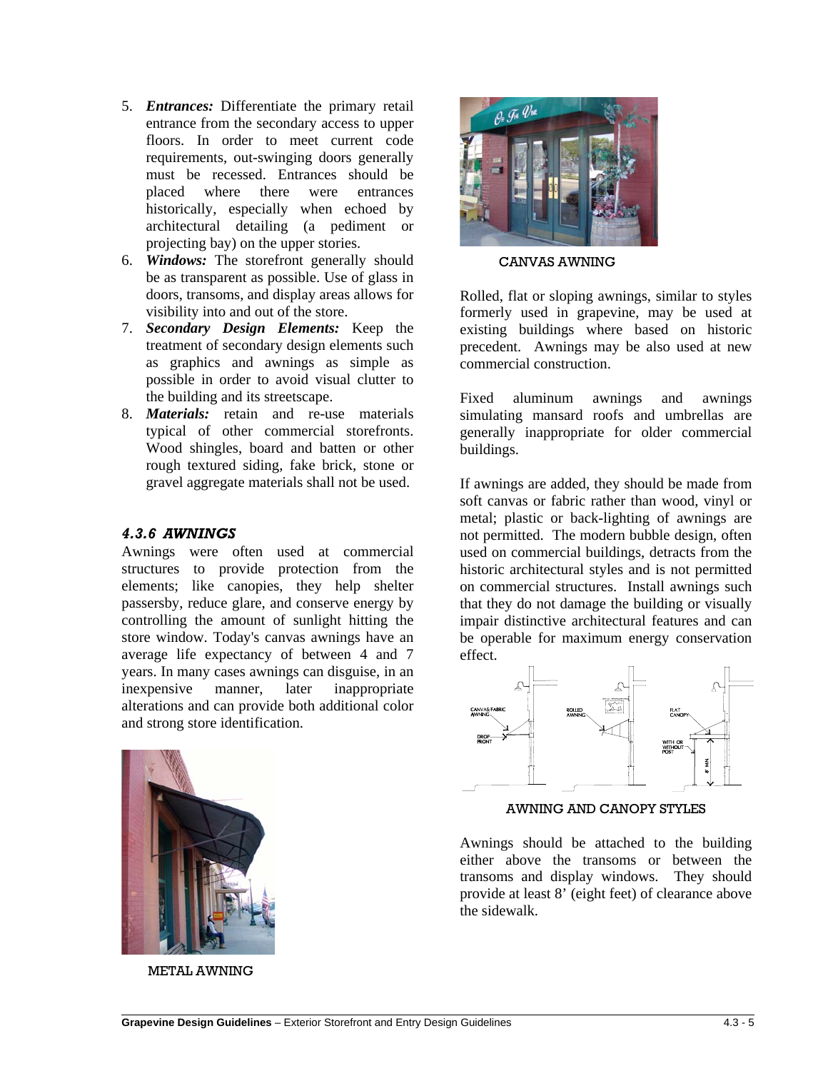5. ***Entrances:*** Differentiate the primary retail entrance from the secondary access to upper floors. In order to meet current code requirements, out-swinging doors generally must be recessed. Entrances should be placed where there were entrances historically, especially when echoed by architectural detailing (a pediment or projecting bay) on the upper stories.
6. ***Windows:*** The storefront generally should be as transparent as possible. Use of glass in doors, transoms, and display areas allows for visibility into and out of the store.
7. ***Secondary Design Elements:*** Keep the treatment of secondary design elements such as graphics and awnings as simple as possible in order to avoid visual clutter to the building and its streetscape.
8. ***Materials:*** retain and re-use materials typical of other commercial storefronts. Wood shingles, board and batten or other rough textured siding, fake brick, stone or gravel aggregate materials shall not be used.

### *4.3.6 AWNINGS*

Awnings were often used at commercial structures to provide protection from the elements; like canopies, they help shelter passersby, reduce glare, and conserve energy by controlling the amount of sunlight hitting the store window. Today's canvas awnings have an average life expectancy of between 4 and 7 years. In many cases awnings can disguise, in an inexpensive manner, later inappropriate alterations and can provide both additional color and strong store identification.

METAL AWNING

CANVAS AWNING

Rolled, flat or sloping awnings, similar to styles formerly used in grapevine, may be used at existing buildings where based on historic precedent. Awnings may be also used at new commercial construction.

Fixed aluminum awnings and awnings simulating mansard roofs and umbrellas are generally inappropriate for older commercial buildings.

If awnings are added, they should be made from soft canvas or fabric rather than wood, vinyl or metal; plastic or back-lighting of awnings are not permitted. The modern bubble design, often used on commercial buildings, detracts from the historic architectural styles and is not permitted on commercial structures. Install awnings such that they do not damage the building or visually impair distinctive architectural features and can be operable for maximum energy conservation effect.

AWNING AND CANOPY STYLES

Awnings should be attached to the building either above the transoms or between the transoms and display windows. They should provide at least 8' (eight feet) of clearance above the sidewalk.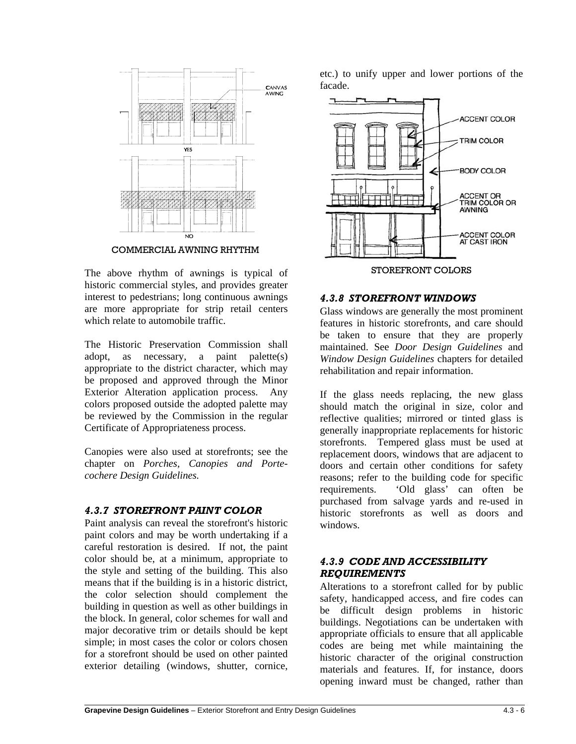COMMERCIAL AWNING RHYTHM

The above rhythm of awnings is typical of historic commercial styles, and provides greater interest to pedestrians; long continuous awnings are more appropriate for strip retail centers which relate to automobile traffic.

The Historic Preservation Commission shall adopt, as necessary, a paint palette(s) appropriate to the district character, which may be proposed and approved through the Minor Exterior Alteration application process. Any colors proposed outside the adopted palette may be reviewed by the Commission in the regular Certificate of Appropriateness process.

Canopies were also used at storefronts; see the chapter on *Porches, Canopies and Porte-cochere Design Guidelines.*

### *4.3.7 STOREFRONT PAINT COLOR*

Paint analysis can reveal the storefront's historic paint colors and may be worth undertaking if a careful restoration is desired. If not, the paint color should be, at a minimum, appropriate to the style and setting of the building. This also means that if the building is in a historic district, the color selection should complement the building in question as well as other buildings in the block. In general, color schemes for wall and major decorative trim or details should be kept simple; in most cases the color or colors chosen for a storefront should be used on other painted exterior detailing (windows, shutter, cornice, etc.) to unify upper and lower portions of the facade.

STOREFRONT COLORS

### *4.3.8 STOREFRONT WINDOWS*

Glass windows are generally the most prominent features in historic storefronts, and care should be taken to ensure that they are properly maintained. See *Door Design Guidelines* and *Window Design Guidelines* chapters for detailed rehabilitation and repair information.

If the glass needs replacing, the new glass should match the original in size, color and reflective qualities; mirrored or tinted glass is generally inappropriate replacements for historic storefronts. Tempered glass must be used at replacement doors, windows that are adjacent to doors and certain other conditions for safety reasons; refer to the building code for specific requirements. 'Old glass' can often be purchased from salvage yards and re-used in historic storefronts as well as doors and windows.

### *4.3.9 CODE AND ACCESSIBILITY REQUIREMENTS*

Alterations to a storefront called for by public safety, handicapped access, and fire codes can be difficult design problems in historic buildings. Negotiations can be undertaken with appropriate officials to ensure that all applicable codes are being met while maintaining the historic character of the original construction materials and features. If, for instance, doors opening inward must be changed, rather than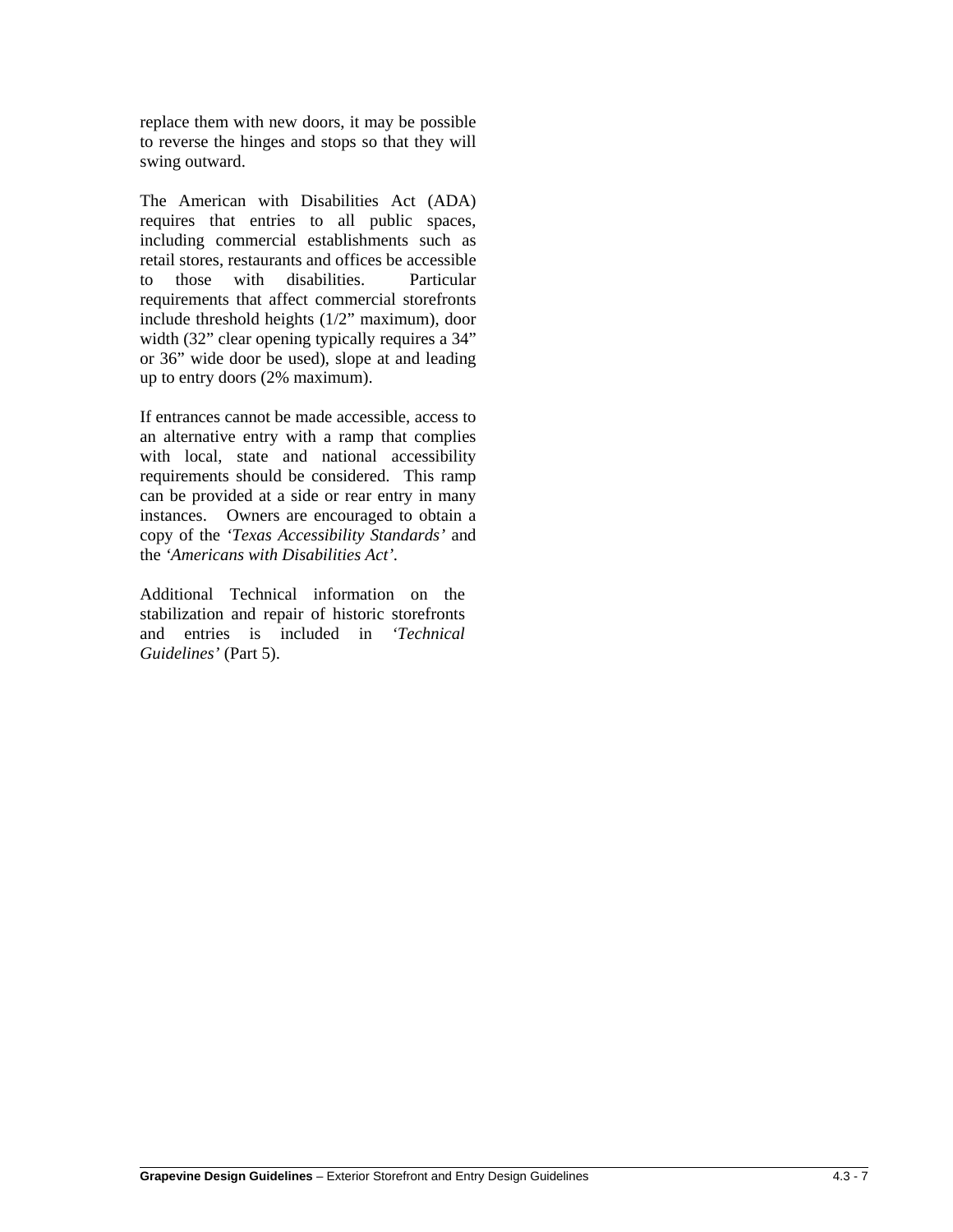replace them with new doors, it may be possible to reverse the hinges and stops so that they will swing outward.

The American with Disabilities Act (ADA) requires that entries to all public spaces, including commercial establishments such as retail stores, restaurants and offices be accessible to those with disabilities. Particular requirements that affect commercial storefronts include threshold heights (1/2" maximum), door width (32" clear opening typically requires a 34" or 36" wide door be used), slope at and leading up to entry doors (2% maximum).

If entrances cannot be made accessible, access to an alternative entry with a ramp that complies with local, state and national accessibility requirements should be considered. This ramp can be provided at a side or rear entry in many instances. Owners are encouraged to obtain a copy of the *'Texas Accessibility Standards'* and the *'Americans with Disabilities Act'*.

Additional Technical information on the stabilization and repair of historic storefronts and entries is included in *'Technical Guidelines'* (Part 5).